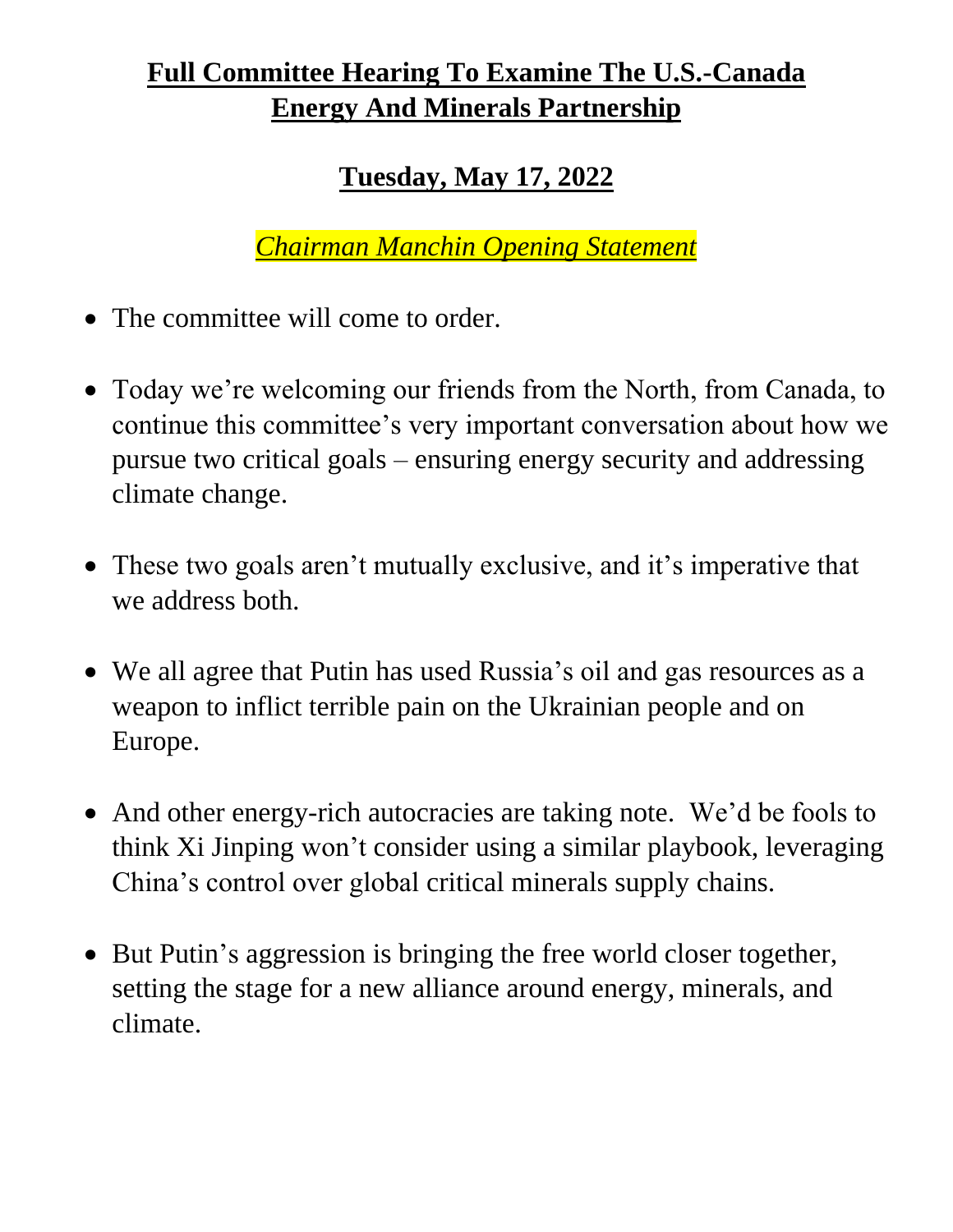# Full Committee Hearing To Examine The U.S.-Canada Energy And Minerals Partnership

## Tuesday, May 17, 2022

***Chairman Manchin Opening Statement***

- The committee will come to order.

- Today we're welcoming our friends from the North, from Canada, to continue this committee's very important conversation about how we pursue two critical goals – ensuring energy security and addressing climate change.

- These two goals aren't mutually exclusive, and it's imperative that we address both.

- We all agree that Putin has used Russia's oil and gas resources as a weapon to inflict terrible pain on the Ukrainian people and on Europe.

- And other energy-rich autocracies are taking note. We'd be fools to think Xi Jinping won't consider using a similar playbook, leveraging China's control over global critical minerals supply chains.

- But Putin's aggression is bringing the free world closer together, setting the stage for a new alliance around energy, minerals, and climate.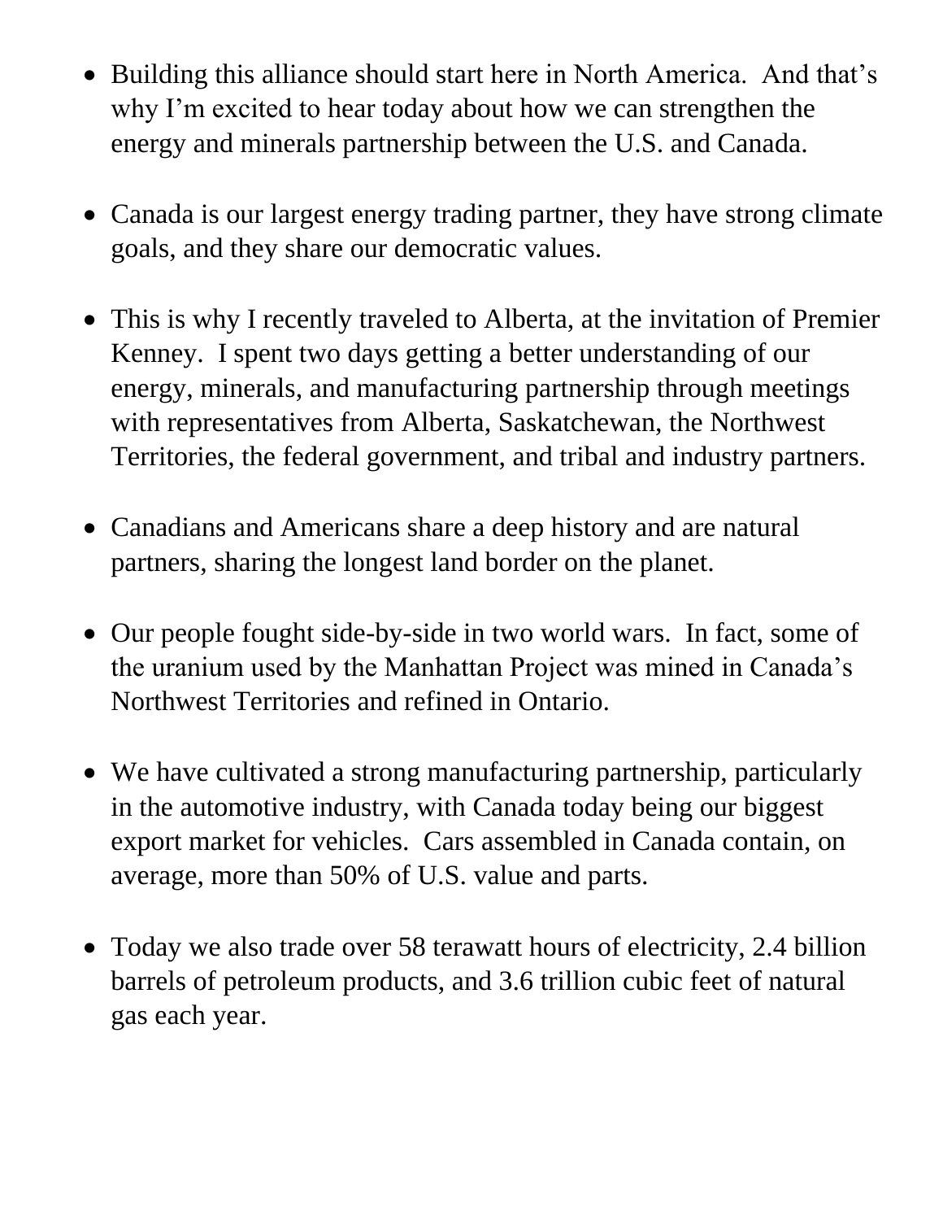- Building this alliance should start here in North America. And that's why I'm excited to hear today about how we can strengthen the energy and minerals partnership between the U.S. and Canada.

- Canada is our largest energy trading partner, they have strong climate goals, and they share our democratic values.

- This is why I recently traveled to Alberta, at the invitation of Premier Kenney. I spent two days getting a better understanding of our energy, minerals, and manufacturing partnership through meetings with representatives from Alberta, Saskatchewan, the Northwest Territories, the federal government, and tribal and industry partners.

- Canadians and Americans share a deep history and are natural partners, sharing the longest land border on the planet.

- Our people fought side-by-side in two world wars. In fact, some of the uranium used by the Manhattan Project was mined in Canada's Northwest Territories and refined in Ontario.

- We have cultivated a strong manufacturing partnership, particularly in the automotive industry, with Canada today being our biggest export market for vehicles. Cars assembled in Canada contain, on average, more than 50% of U.S. value and parts.

- Today we also trade over 58 terawatt hours of electricity, 2.4 billion barrels of petroleum products, and 3.6 trillion cubic feet of natural gas each year.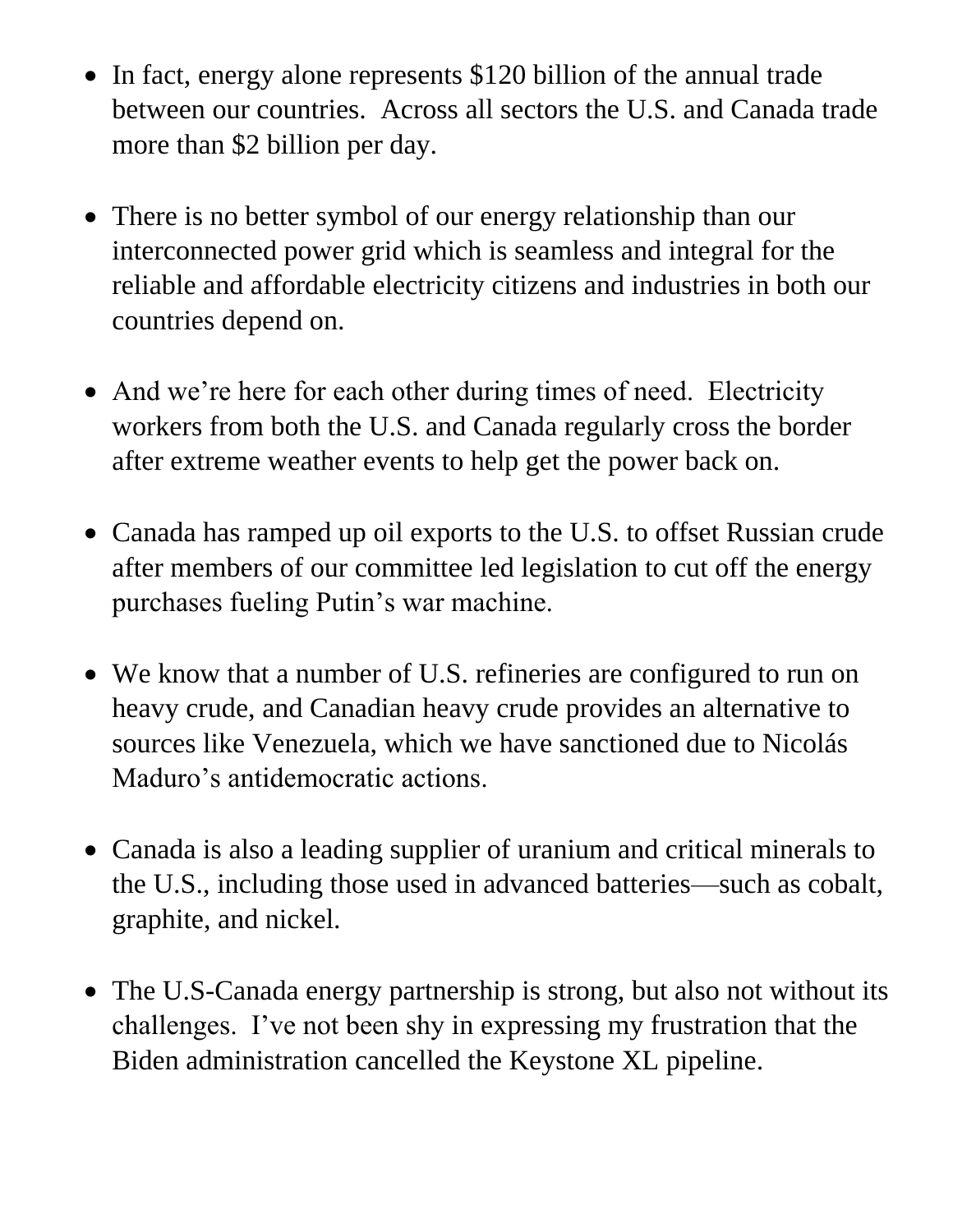- In fact, energy alone represents $120 billion of the annual trade between our countries. Across all sectors the U.S. and Canada trade more than $2 billion per day.

- There is no better symbol of our energy relationship than our interconnected power grid which is seamless and integral for the reliable and affordable electricity citizens and industries in both our countries depend on.

- And we're here for each other during times of need. Electricity workers from both the U.S. and Canada regularly cross the border after extreme weather events to help get the power back on.

- Canada has ramped up oil exports to the U.S. to offset Russian crude after members of our committee led legislation to cut off the energy purchases fueling Putin's war machine.

- We know that a number of U.S. refineries are configured to run on heavy crude, and Canadian heavy crude provides an alternative to sources like Venezuela, which we have sanctioned due to Nicolás Maduro's antidemocratic actions.

- Canada is also a leading supplier of uranium and critical minerals to the U.S., including those used in advanced batteries—such as cobalt, graphite, and nickel.

- The U.S-Canada energy partnership is strong, but also not without its challenges. I've not been shy in expressing my frustration that the Biden administration cancelled the Keystone XL pipeline.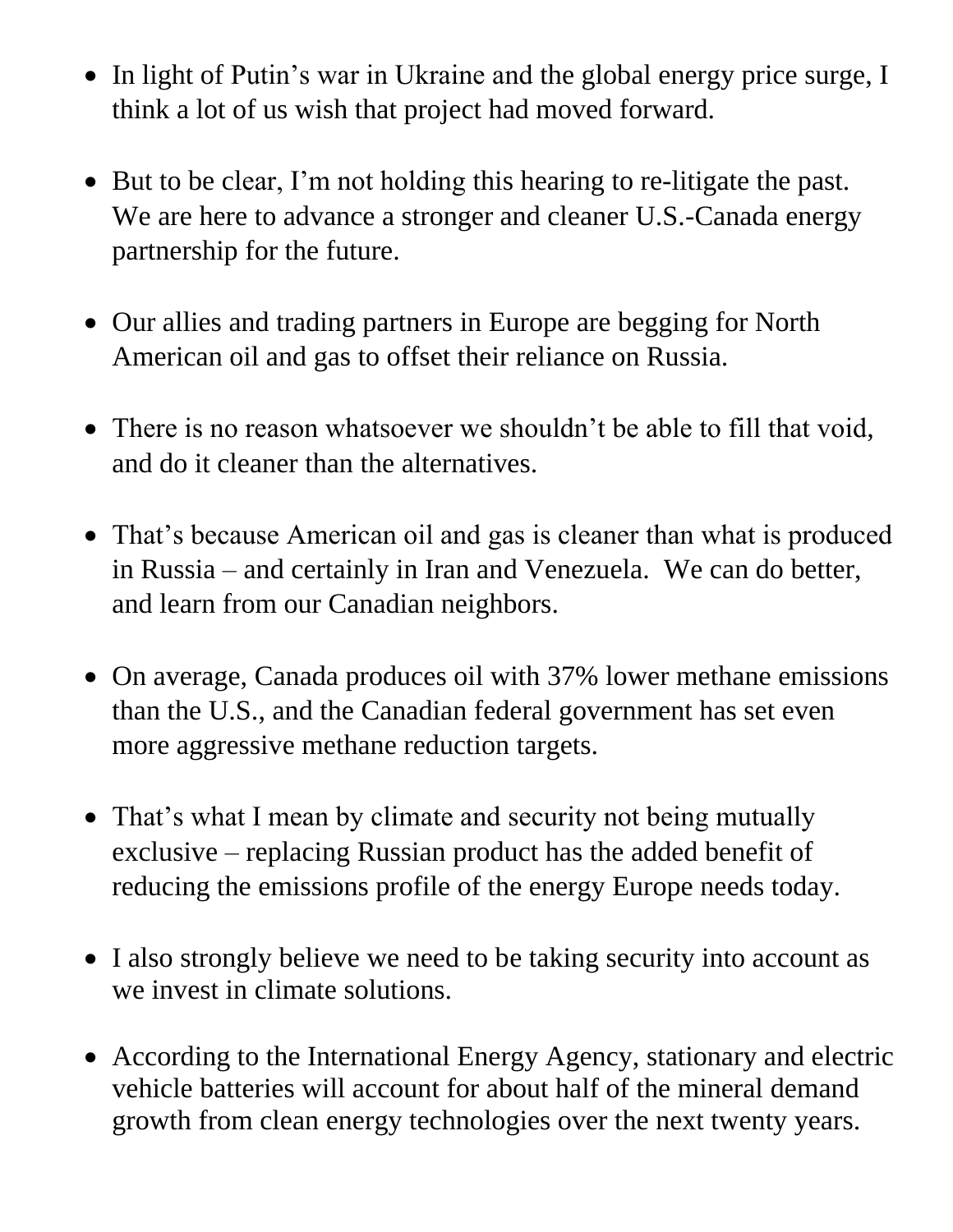- In light of Putin's war in Ukraine and the global energy price surge, I think a lot of us wish that project had moved forward.

- But to be clear, I'm not holding this hearing to re-litigate the past. We are here to advance a stronger and cleaner U.S.-Canada energy partnership for the future.

- Our allies and trading partners in Europe are begging for North American oil and gas to offset their reliance on Russia.

- There is no reason whatsoever we shouldn't be able to fill that void, and do it cleaner than the alternatives.

- That's because American oil and gas is cleaner than what is produced in Russia – and certainly in Iran and Venezuela. We can do better, and learn from our Canadian neighbors.

- On average, Canada produces oil with 37% lower methane emissions than the U.S., and the Canadian federal government has set even more aggressive methane reduction targets.

- That's what I mean by climate and security not being mutually exclusive – replacing Russian product has the added benefit of reducing the emissions profile of the energy Europe needs today.

- I also strongly believe we need to be taking security into account as we invest in climate solutions.

- According to the International Energy Agency, stationary and electric vehicle batteries will account for about half of the mineral demand growth from clean energy technologies over the next twenty years.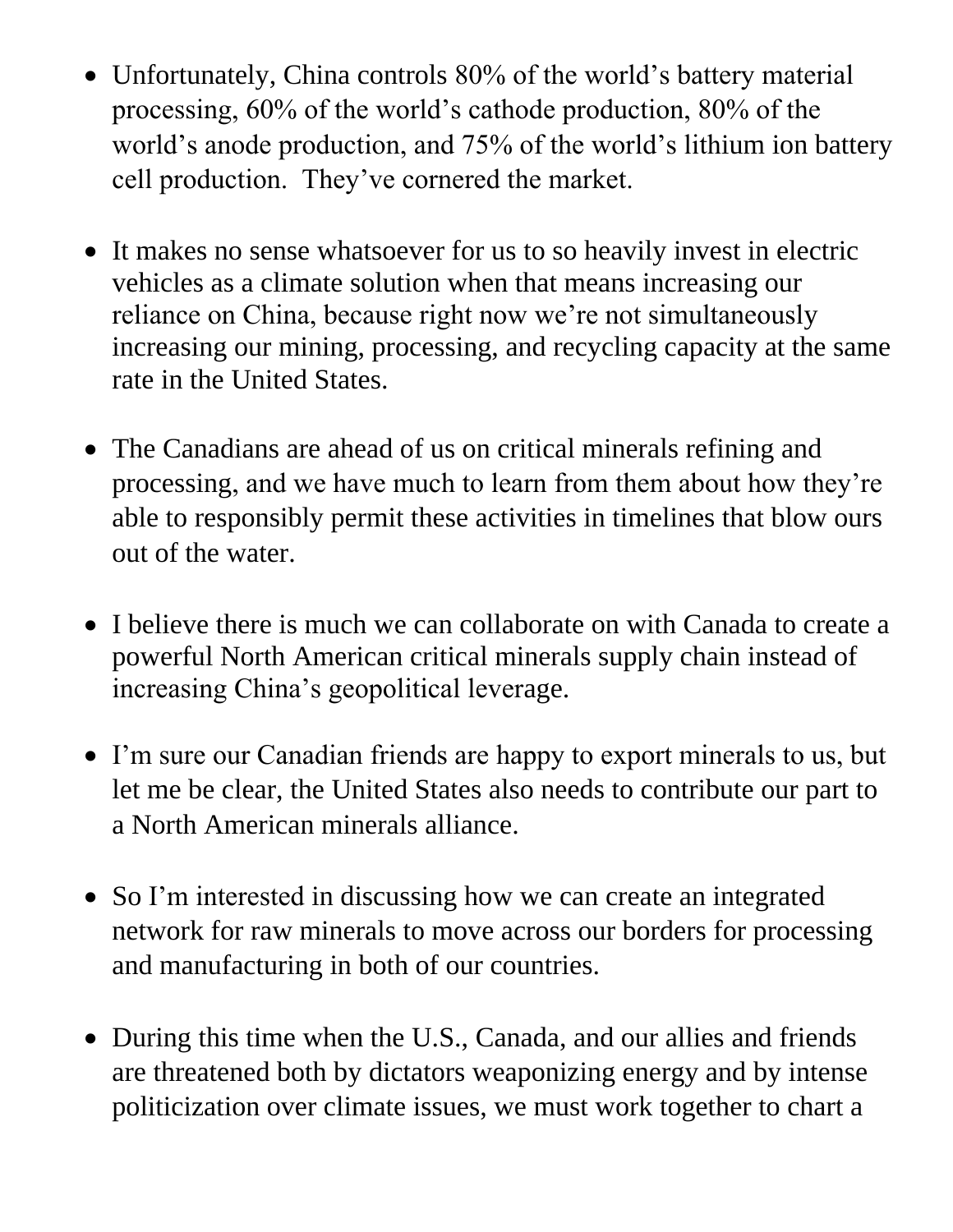- Unfortunately, China controls 80% of the world's battery material processing, 60% of the world's cathode production, 80% of the world's anode production, and 75% of the world's lithium ion battery cell production. They've cornered the market.

- It makes no sense whatsoever for us to so heavily invest in electric vehicles as a climate solution when that means increasing our reliance on China, because right now we're not simultaneously increasing our mining, processing, and recycling capacity at the same rate in the United States.

- The Canadians are ahead of us on critical minerals refining and processing, and we have much to learn from them about how they're able to responsibly permit these activities in timelines that blow ours out of the water.

- I believe there is much we can collaborate on with Canada to create a powerful North American critical minerals supply chain instead of increasing China's geopolitical leverage.

- I'm sure our Canadian friends are happy to export minerals to us, but let me be clear, the United States also needs to contribute our part to a North American minerals alliance.

- So I'm interested in discussing how we can create an integrated network for raw minerals to move across our borders for processing and manufacturing in both of our countries.

- During this time when the U.S., Canada, and our allies and friends are threatened both by dictators weaponizing energy and by intense politicization over climate issues, we must work together to chart a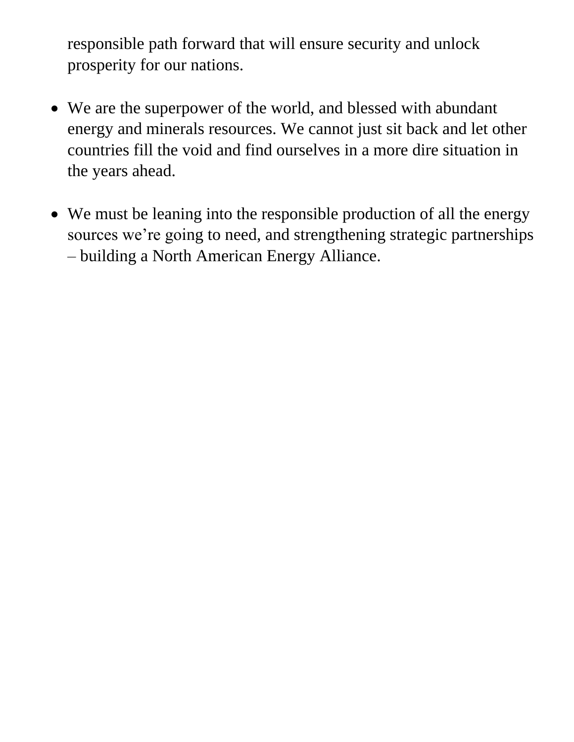responsible path forward that will ensure security and unlock prosperity for our nations.

- We are the superpower of the world, and blessed with abundant energy and minerals resources. We cannot just sit back and let other countries fill the void and find ourselves in a more dire situation in the years ahead.

- We must be leaning into the responsible production of all the energy sources we're going to need, and strengthening strategic partnerships – building a North American Energy Alliance.